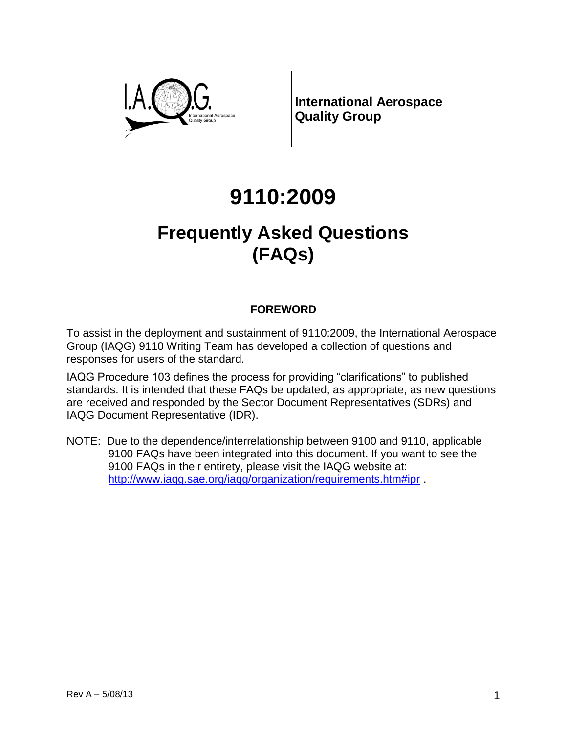| I.A.Q.G. International Aerospace Quality Group | **International Aerospace Quality Group** |
| --- | --- |

# 9110:2009

## Frequently Asked Questions (FAQs)

### FOREWORD

To assist in the deployment and sustainment of 9110:2009, the International Aerospace Group (IAQG) 9110 Writing Team has developed a collection of questions and responses for users of the standard.

IAQG Procedure 103 defines the process for providing "clarifications" to published standards. It is intended that these FAQs be updated, as appropriate, as new questions are received and responded by the Sector Document Representatives (SDRs) and IAQG Document Representative (IDR).

NOTE: Due to the dependence/interrelationship between 9100 and 9110, applicable 9100 FAQs have been integrated into this document. If you want to see the 9100 FAQs in their entirety, please visit the IAQG website at: [http://www.iaqg.sae.org/iaqg/organization/requirements.htm#ipr](http://www.iaqg.sae.org/iaqg/organization/requirements.htm#ipr) .

Rev A – 5/08/13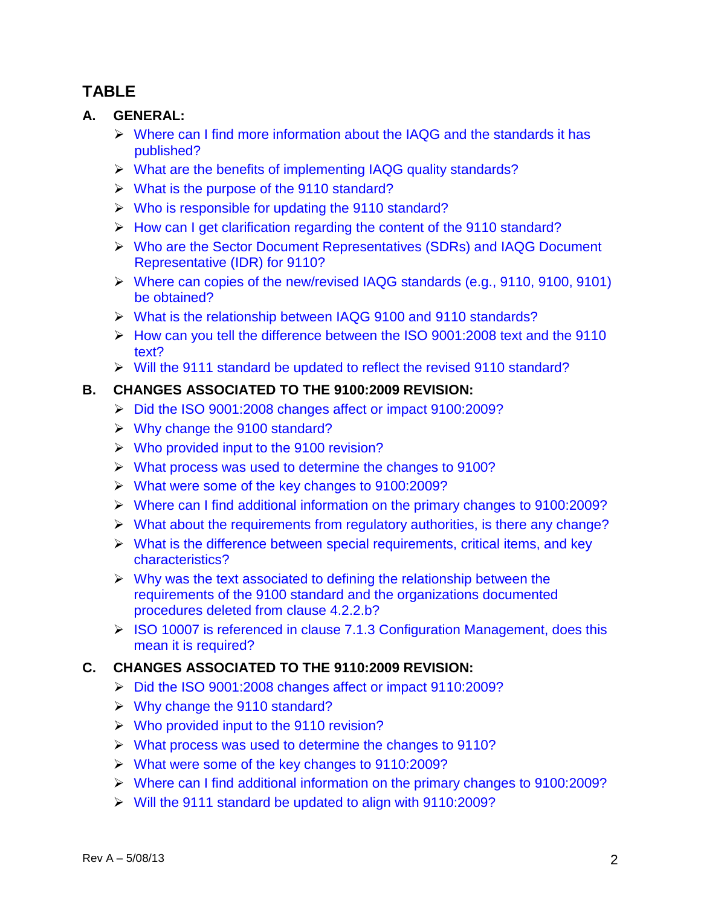# TABLE

## A. GENERAL:

- Where can I find more information about the IAQG and the standards it has published?
- What are the benefits of implementing IAQG quality standards?
- What is the purpose of the 9110 standard?
- Who is responsible for updating the 9110 standard?
- How can I get clarification regarding the content of the 9110 standard?
- Who are the Sector Document Representatives (SDRs) and IAQG Document Representative (IDR) for 9110?
- Where can copies of the new/revised IAQG standards (e.g., 9110, 9100, 9101) be obtained?
- What is the relationship between IAQG 9100 and 9110 standards?
- How can you tell the difference between the ISO 9001:2008 text and the 9110 text?
- Will the 9111 standard be updated to reflect the revised 9110 standard?

## B. CHANGES ASSOCIATED TO THE 9100:2009 REVISION:

- Did the ISO 9001:2008 changes affect or impact 9100:2009?
- Why change the 9100 standard?
- Who provided input to the 9100 revision?
- What process was used to determine the changes to 9100?
- What were some of the key changes to 9100:2009?
- Where can I find additional information on the primary changes to 9100:2009?
- What about the requirements from regulatory authorities, is there any change?
- What is the difference between special requirements, critical items, and key characteristics?
- Why was the text associated to defining the relationship between the requirements of the 9100 standard and the organizations documented procedures deleted from clause 4.2.2.b?
- ISO 10007 is referenced in clause 7.1.3 Configuration Management, does this mean it is required?

## C. CHANGES ASSOCIATED TO THE 9110:2009 REVISION:

- Did the ISO 9001:2008 changes affect or impact 9110:2009?
- Why change the 9110 standard?
- Who provided input to the 9110 revision?
- What process was used to determine the changes to 9110?
- What were some of the key changes to 9110:2009?
- Where can I find additional information on the primary changes to 9100:2009?
- Will the 9111 standard be updated to align with 9110:2009?

Rev A – 5/08/13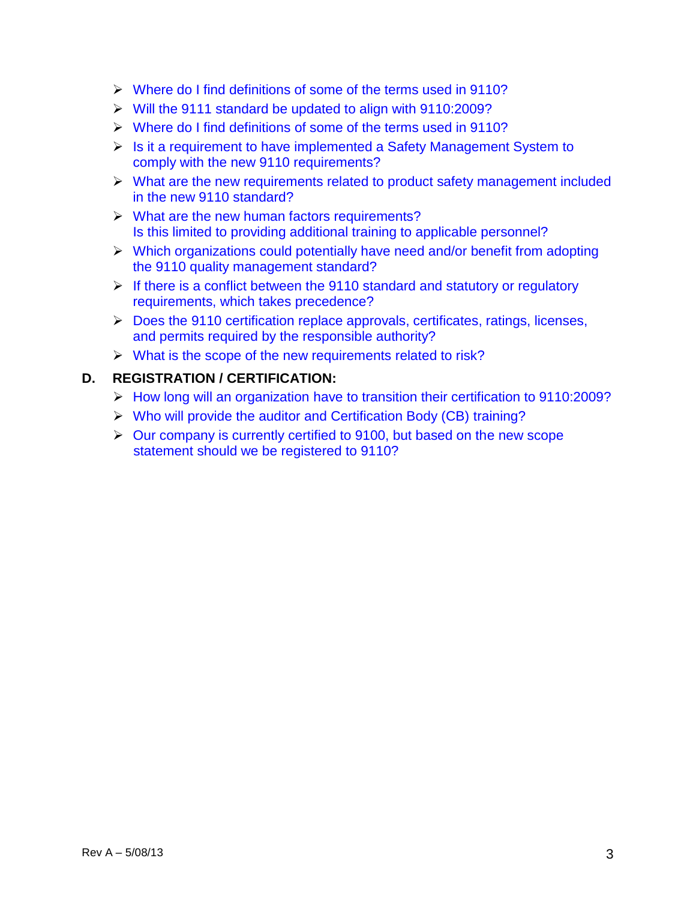- Where do I find definitions of some of the terms used in 9110?
- Will the 9111 standard be updated to align with 9110:2009?
- Where do I find definitions of some of the terms used in 9110?
- Is it a requirement to have implemented a Safety Management System to comply with the new 9110 requirements?
- What are the new requirements related to product safety management included in the new 9110 standard?
- What are the new human factors requirements?
  Is this limited to providing additional training to applicable personnel?
- Which organizations could potentially have need and/or benefit from adopting the 9110 quality management standard?
- If there is a conflict between the 9110 standard and statutory or regulatory requirements, which takes precedence?
- Does the 9110 certification replace approvals, certificates, ratings, licenses, and permits required by the responsible authority?
- What is the scope of the new requirements related to risk?

## D. REGISTRATION / CERTIFICATION:

- How long will an organization have to transition their certification to 9110:2009?
- Who will provide the auditor and Certification Body (CB) training?
- Our company is currently certified to 9100, but based on the new scope statement should we be registered to 9110?

Rev A – 5/08/13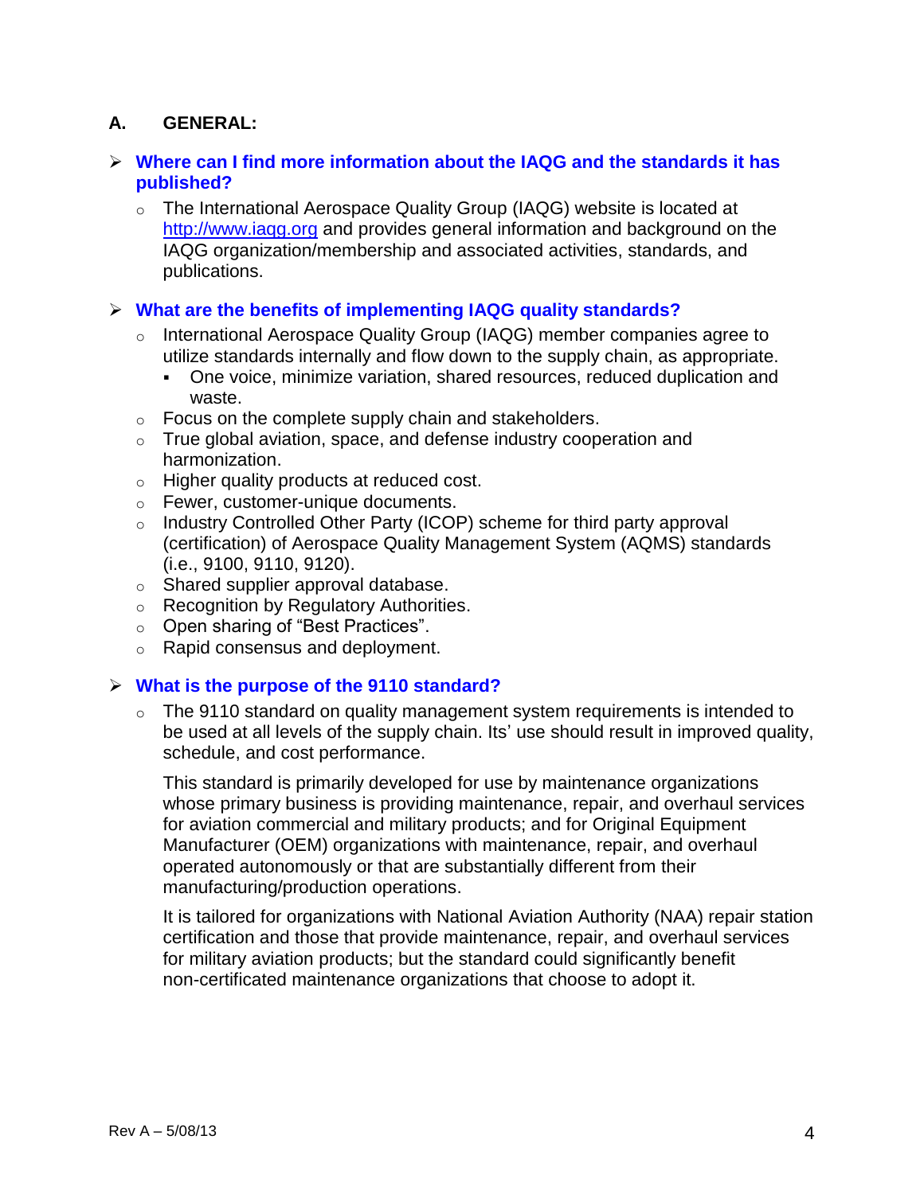## A. GENERAL:

- **Where can I find more information about the IAQG and the standards it has published?**
  - The International Aerospace Quality Group (IAQG) website is located at [http://www.iaqg.org](http://www.iaqg.org) and provides general information and background on the IAQG organization/membership and associated activities, standards, and publications.

- **What are the benefits of implementing IAQG quality standards?**
  - International Aerospace Quality Group (IAQG) member companies agree to utilize standards internally and flow down to the supply chain, as appropriate.
    - One voice, minimize variation, shared resources, reduced duplication and waste.
  - Focus on the complete supply chain and stakeholders.
  - True global aviation, space, and defense industry cooperation and harmonization.
  - Higher quality products at reduced cost.
  - Fewer, customer-unique documents.
  - Industry Controlled Other Party (ICOP) scheme for third party approval (certification) of Aerospace Quality Management System (AQMS) standards (i.e., 9100, 9110, 9120).
  - Shared supplier approval database.
  - Recognition by Regulatory Authorities.
  - Open sharing of "Best Practices".
  - Rapid consensus and deployment.

- **What is the purpose of the 9110 standard?**
  - The 9110 standard on quality management system requirements is intended to be used at all levels of the supply chain. Its' use should result in improved quality, schedule, and cost performance.

    This standard is primarily developed for use by maintenance organizations whose primary business is providing maintenance, repair, and overhaul services for aviation commercial and military products; and for Original Equipment Manufacturer (OEM) organizations with maintenance, repair, and overhaul operated autonomously or that are substantially different from their manufacturing/production operations.

    It is tailored for organizations with National Aviation Authority (NAA) repair station certification and those that provide maintenance, repair, and overhaul services for military aviation products; but the standard could significantly benefit non-certificated maintenance organizations that choose to adopt it.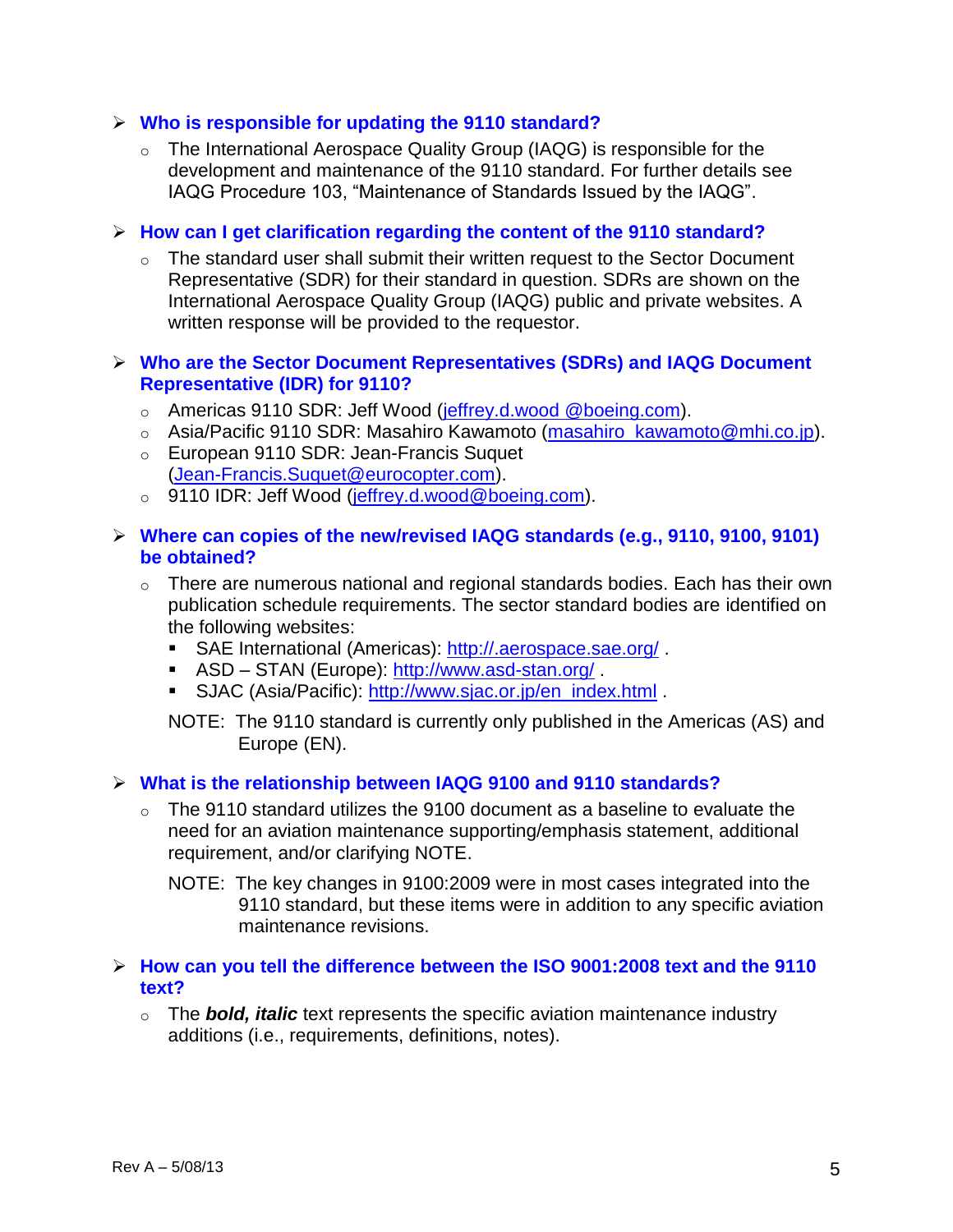- **Who is responsible for updating the 9110 standard?**
  - The International Aerospace Quality Group (IAQG) is responsible for the development and maintenance of the 9110 standard. For further details see IAQG Procedure 103, "Maintenance of Standards Issued by the IAQG".

- **How can I get clarification regarding the content of the 9110 standard?**
  - The standard user shall submit their written request to the Sector Document Representative (SDR) for their standard in question. SDRs are shown on the International Aerospace Quality Group (IAQG) public and private websites. A written response will be provided to the requestor.

- **Who are the Sector Document Representatives (SDRs) and IAQG Document Representative (IDR) for 9110?**
  - Americas 9110 SDR: Jeff Wood (jeffrey.d.wood @boeing.com).
  - Asia/Pacific 9110 SDR: Masahiro Kawamoto (masahiro_kawamoto@mhi.co.jp).
  - European 9110 SDR: Jean-Francis Suquet (Jean-Francis.Suquet@eurocopter.com).
  - 9110 IDR: Jeff Wood (jeffrey.d.wood@boeing.com).

- **Where can copies of the new/revised IAQG standards (e.g., 9110, 9100, 9101) be obtained?**
  - There are numerous national and regional standards bodies. Each has their own publication schedule requirements. The sector standard bodies are identified on the following websites:
    - SAE International (Americas): http://.aerospace.sae.org/ .
    - ASD – STAN (Europe): http://www.asd-stan.org/ .
    - SJAC (Asia/Pacific): http://www.sjac.or.jp/en_index.html .

    NOTE: The 9110 standard is currently only published in the Americas (AS) and Europe (EN).

- **What is the relationship between IAQG 9100 and 9110 standards?**
  - The 9110 standard utilizes the 9100 document as a baseline to evaluate the need for an aviation maintenance supporting/emphasis statement, additional requirement, and/or clarifying NOTE.

    NOTE: The key changes in 9100:2009 were in most cases integrated into the 9110 standard, but these items were in addition to any specific aviation maintenance revisions.

- **How can you tell the difference between the ISO 9001:2008 text and the 9110 text?**
  - The ***bold, italic*** text represents the specific aviation maintenance industry additions (i.e., requirements, definitions, notes).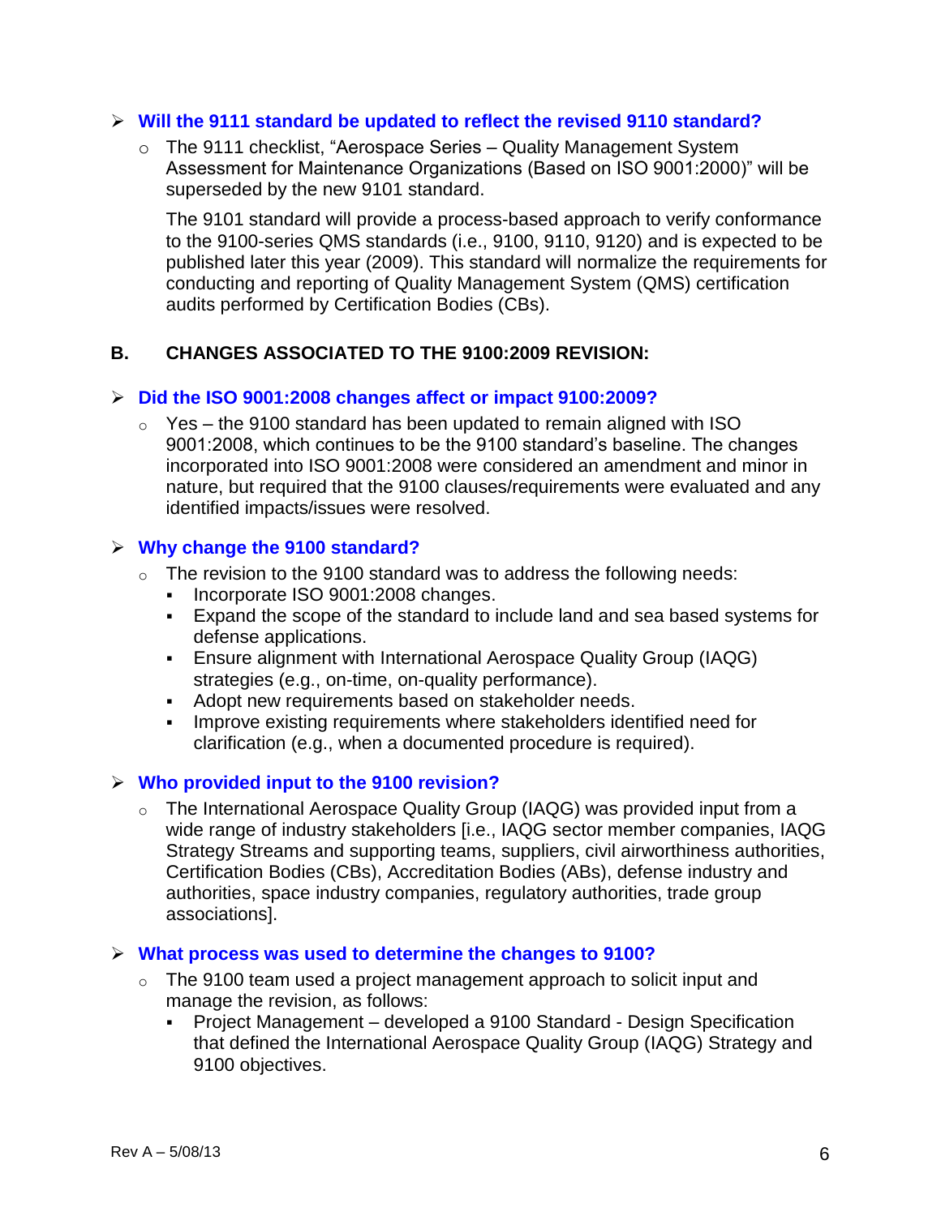- **Will the 9111 standard be updated to reflect the revised 9110 standard?**
  - The 9111 checklist, "Aerospace Series – Quality Management System Assessment for Maintenance Organizations (Based on ISO 9001:2000)" will be superseded by the new 9101 standard.

    The 9101 standard will provide a process-based approach to verify conformance to the 9100-series QMS standards (i.e., 9100, 9110, 9120) and is expected to be published later this year (2009). This standard will normalize the requirements for conducting and reporting of Quality Management System (QMS) certification audits performed by Certification Bodies (CBs).

## B. CHANGES ASSOCIATED TO THE 9100:2009 REVISION:

- **Did the ISO 9001:2008 changes affect or impact 9100:2009?**
  - Yes – the 9100 standard has been updated to remain aligned with ISO 9001:2008, which continues to be the 9100 standard's baseline. The changes incorporated into ISO 9001:2008 were considered an amendment and minor in nature, but required that the 9100 clauses/requirements were evaluated and any identified impacts/issues were resolved.

- **Why change the 9100 standard?**
  - The revision to the 9100 standard was to address the following needs:
    - Incorporate ISO 9001:2008 changes.
    - Expand the scope of the standard to include land and sea based systems for defense applications.
    - Ensure alignment with International Aerospace Quality Group (IAQG) strategies (e.g., on-time, on-quality performance).
    - Adopt new requirements based on stakeholder needs.
    - Improve existing requirements where stakeholders identified need for clarification (e.g., when a documented procedure is required).

- **Who provided input to the 9100 revision?**
  - The International Aerospace Quality Group (IAQG) was provided input from a wide range of industry stakeholders [i.e., IAQG sector member companies, IAQG Strategy Streams and supporting teams, suppliers, civil airworthiness authorities, Certification Bodies (CBs), Accreditation Bodies (ABs), defense industry and authorities, space industry companies, regulatory authorities, trade group associations].

- **What process was used to determine the changes to 9100?**
  - The 9100 team used a project management approach to solicit input and manage the revision, as follows:
    - Project Management – developed a 9100 Standard - Design Specification that defined the International Aerospace Quality Group (IAQG) Strategy and 9100 objectives.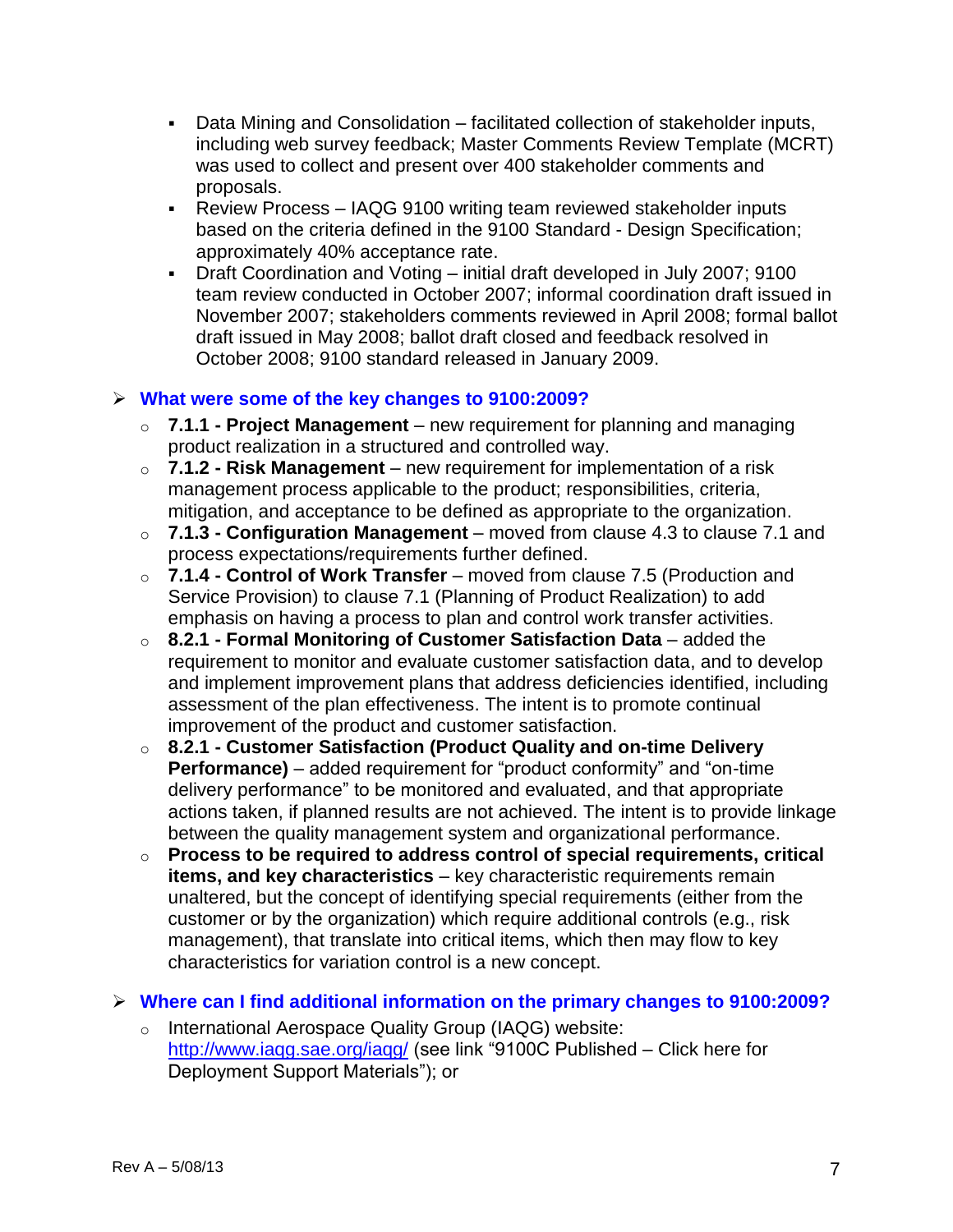- Data Mining and Consolidation – facilitated collection of stakeholder inputs, including web survey feedback; Master Comments Review Template (MCRT) was used to collect and present over 400 stakeholder comments and proposals.
- Review Process – IAQG 9100 writing team reviewed stakeholder inputs based on the criteria defined in the 9100 Standard - Design Specification; approximately 40% acceptance rate.
- Draft Coordination and Voting – initial draft developed in July 2007; 9100 team review conducted in October 2007; informal coordination draft issued in November 2007; stakeholders comments reviewed in April 2008; formal ballot draft issued in May 2008; ballot draft closed and feedback resolved in October 2008; 9100 standard released in January 2009.

### What were some of the key changes to 9100:2009?

- **7.1.1 - Project Management** – new requirement for planning and managing product realization in a structured and controlled way.
- **7.1.2 - Risk Management** – new requirement for implementation of a risk management process applicable to the product; responsibilities, criteria, mitigation, and acceptance to be defined as appropriate to the organization.
- **7.1.3 - Configuration Management** – moved from clause 4.3 to clause 7.1 and process expectations/requirements further defined.
- **7.1.4 - Control of Work Transfer** – moved from clause 7.5 (Production and Service Provision) to clause 7.1 (Planning of Product Realization) to add emphasis on having a process to plan and control work transfer activities.
- **8.2.1 - Formal Monitoring of Customer Satisfaction Data** – added the requirement to monitor and evaluate customer satisfaction data, and to develop and implement improvement plans that address deficiencies identified, including assessment of the plan effectiveness. The intent is to promote continual improvement of the product and customer satisfaction.
- **8.2.1 - Customer Satisfaction (Product Quality and on-time Delivery Performance)** – added requirement for "product conformity" and "on-time delivery performance" to be monitored and evaluated, and that appropriate actions taken, if planned results are not achieved. The intent is to provide linkage between the quality management system and organizational performance.
- **Process to be required to address control of special requirements, critical items, and key characteristics** – key characteristic requirements remain unaltered, but the concept of identifying special requirements (either from the customer or by the organization) which require additional controls (e.g., risk management), that translate into critical items, which then may flow to key characteristics for variation control is a new concept.

### Where can I find additional information on the primary changes to 9100:2009?

- International Aerospace Quality Group (IAQG) website: http://www.iaqg.sae.org/iaqg/ (see link "9100C Published – Click here for Deployment Support Materials"); or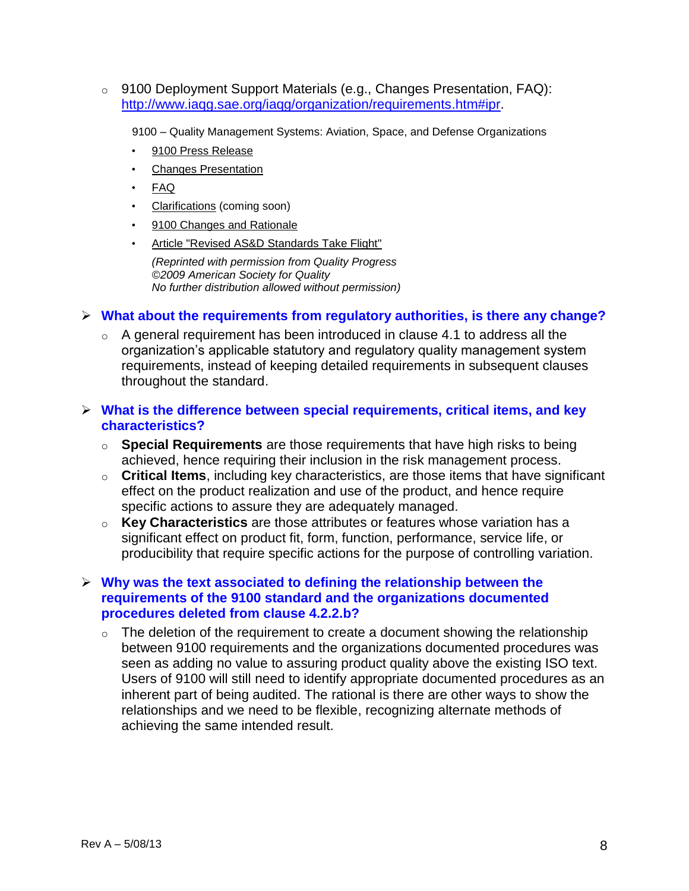- 9100 Deployment Support Materials (e.g., Changes Presentation, FAQ): [http://www.iaqg.sae.org/iaqg/organization/requirements.htm#ipr](http://www.iaqg.sae.org/iaqg/organization/requirements.htm#ipr).

  9100 – Quality Management Systems: Aviation, Space, and Defense Organizations

  - 9100 Press Release
  - Changes Presentation
  - FAQ
  - Clarifications (coming soon)
  - 9100 Changes and Rationale
  - Article "Revised AS&D Standards Take Flight"

    *(Reprinted with permission from Quality Progress*
    *©2009 American Society for Quality*
    *No further distribution allowed without permission)*

### ➢ What about the requirements from regulatory authorities, is there any change?

- A general requirement has been introduced in clause 4.1 to address all the organization's applicable statutory and regulatory quality management system requirements, instead of keeping detailed requirements in subsequent clauses throughout the standard.

### ➢ What is the difference between special requirements, critical items, and key characteristics?

- **Special Requirements** are those requirements that have high risks to being achieved, hence requiring their inclusion in the risk management process.
- **Critical Items**, including key characteristics, are those items that have significant effect on the product realization and use of the product, and hence require specific actions to assure they are adequately managed.
- **Key Characteristics** are those attributes or features whose variation has a significant effect on product fit, form, function, performance, service life, or producibility that require specific actions for the purpose of controlling variation.

### ➢ Why was the text associated to defining the relationship between the requirements of the 9100 standard and the organizations documented procedures deleted from clause 4.2.2.b?

- The deletion of the requirement to create a document showing the relationship between 9100 requirements and the organizations documented procedures was seen as adding no value to assuring product quality above the existing ISO text. Users of 9100 will still need to identify appropriate documented procedures as an inherent part of being audited. The rational is there are other ways to show the relationships and we need to be flexible, recognizing alternate methods of achieving the same intended result.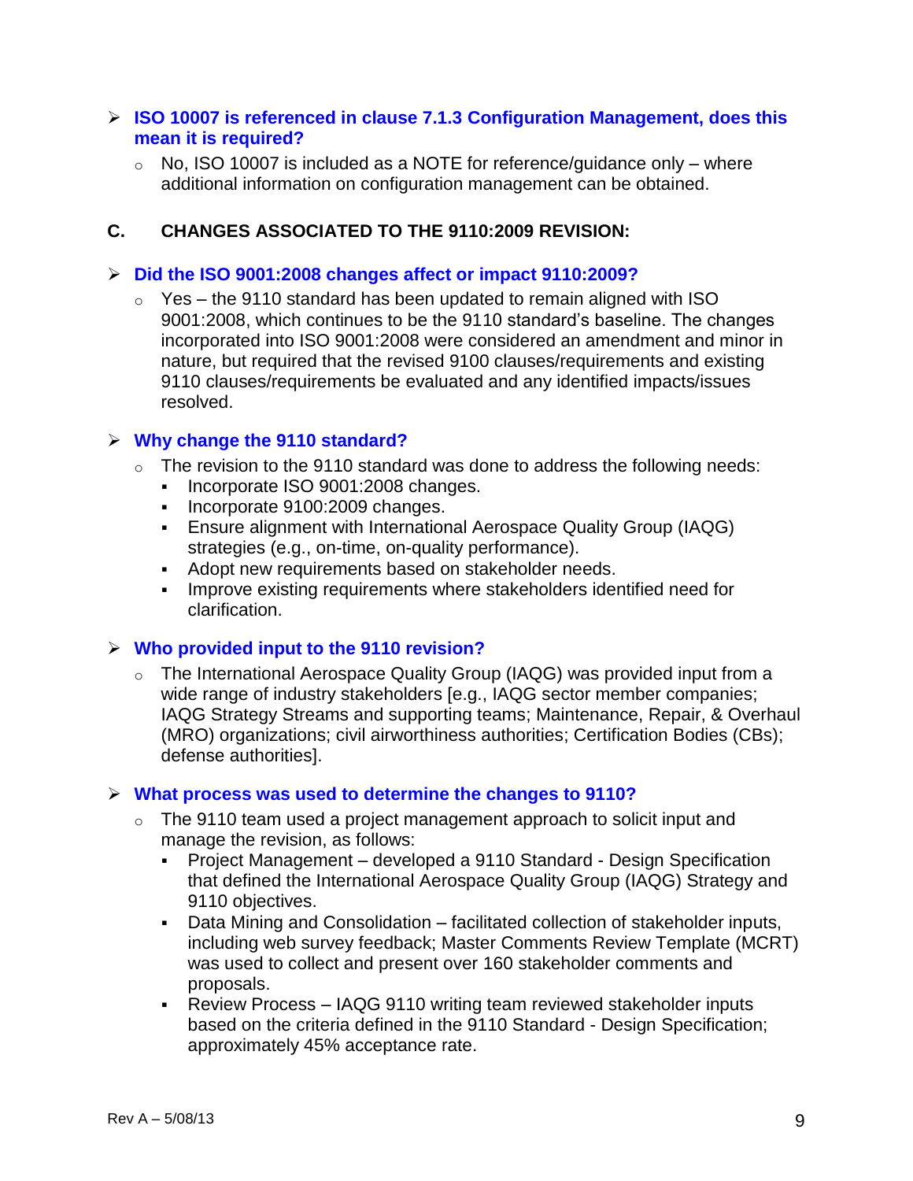- **ISO 10007 is referenced in clause 7.1.3 Configuration Management, does this mean it is required?**
  - No, ISO 10007 is included as a NOTE for reference/guidance only – where additional information on configuration management can be obtained.

## C. CHANGES ASSOCIATED TO THE 9110:2009 REVISION:

- **Did the ISO 9001:2008 changes affect or impact 9110:2009?**
  - Yes – the 9110 standard has been updated to remain aligned with ISO 9001:2008, which continues to be the 9110 standard's baseline. The changes incorporated into ISO 9001:2008 were considered an amendment and minor in nature, but required that the revised 9100 clauses/requirements and existing 9110 clauses/requirements be evaluated and any identified impacts/issues resolved.

- **Why change the 9110 standard?**
  - The revision to the 9110 standard was done to address the following needs:
    - Incorporate ISO 9001:2008 changes.
    - Incorporate 9100:2009 changes.
    - Ensure alignment with International Aerospace Quality Group (IAQG) strategies (e.g., on-time, on-quality performance).
    - Adopt new requirements based on stakeholder needs.
    - Improve existing requirements where stakeholders identified need for clarification.

- **Who provided input to the 9110 revision?**
  - The International Aerospace Quality Group (IAQG) was provided input from a wide range of industry stakeholders [e.g., IAQG sector member companies; IAQG Strategy Streams and supporting teams; Maintenance, Repair, & Overhaul (MRO) organizations; civil airworthiness authorities; Certification Bodies (CBs); defense authorities].

- **What process was used to determine the changes to 9110?**
  - The 9110 team used a project management approach to solicit input and manage the revision, as follows:
    - Project Management – developed a 9110 Standard - Design Specification that defined the International Aerospace Quality Group (IAQG) Strategy and 9110 objectives.
    - Data Mining and Consolidation – facilitated collection of stakeholder inputs, including web survey feedback; Master Comments Review Template (MCRT) was used to collect and present over 160 stakeholder comments and proposals.
    - Review Process – IAQG 9110 writing team reviewed stakeholder inputs based on the criteria defined in the 9110 Standard - Design Specification; approximately 45% acceptance rate.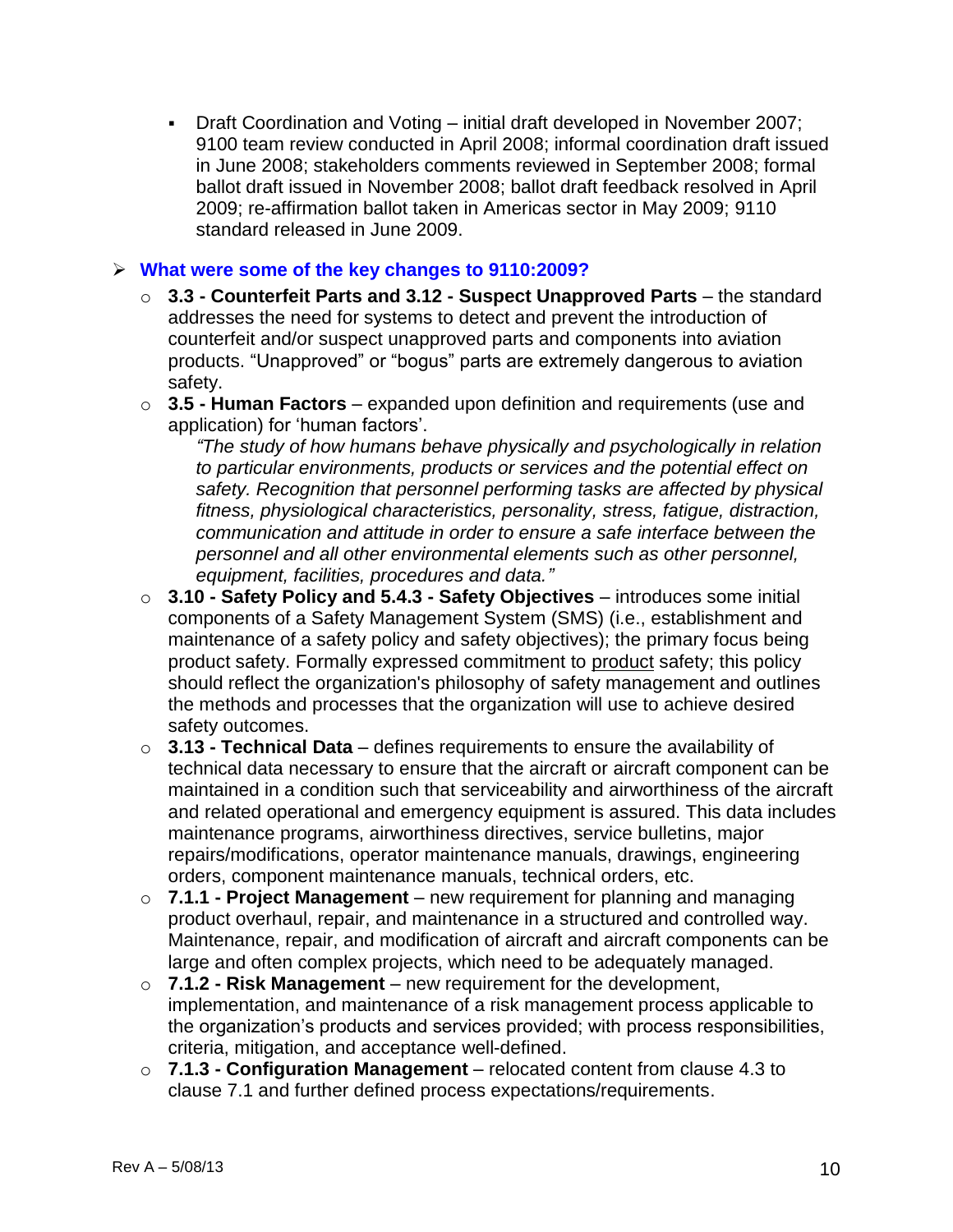- Draft Coordination and Voting – initial draft developed in November 2007; 9100 team review conducted in April 2008; informal coordination draft issued in June 2008; stakeholders comments reviewed in September 2008; formal ballot draft issued in November 2008; ballot draft feedback resolved in April 2009; re-affirmation ballot taken in Americas sector in May 2009; 9110 standard released in June 2009.

## What were some of the key changes to 9110:2009?

- **3.3 - Counterfeit Parts and 3.12 - Suspect Unapproved Parts** – the standard addresses the need for systems to detect and prevent the introduction of counterfeit and/or suspect unapproved parts and components into aviation products. "Unapproved" or "bogus" parts are extremely dangerous to aviation safety.
- **3.5 - Human Factors** – expanded upon definition and requirements (use and application) for 'human factors'.

  *"The study of how humans behave physically and psychologically in relation to particular environments, products or services and the potential effect on safety. Recognition that personnel performing tasks are affected by physical fitness, physiological characteristics, personality, stress, fatigue, distraction, communication and attitude in order to ensure a safe interface between the personnel and all other environmental elements such as other personnel, equipment, facilities, procedures and data."*
- **3.10 - Safety Policy and 5.4.3 - Safety Objectives** – introduces some initial components of a Safety Management System (SMS) (i.e., establishment and maintenance of a safety policy and safety objectives); the primary focus being product safety. Formally expressed commitment to <u>product</u> safety; this policy should reflect the organization's philosophy of safety management and outlines the methods and processes that the organization will use to achieve desired safety outcomes.
- **3.13 - Technical Data** – defines requirements to ensure the availability of technical data necessary to ensure that the aircraft or aircraft component can be maintained in a condition such that serviceability and airworthiness of the aircraft and related operational and emergency equipment is assured. This data includes maintenance programs, airworthiness directives, service bulletins, major repairs/modifications, operator maintenance manuals, drawings, engineering orders, component maintenance manuals, technical orders, etc.
- **7.1.1 - Project Management** – new requirement for planning and managing product overhaul, repair, and maintenance in a structured and controlled way. Maintenance, repair, and modification of aircraft and aircraft components can be large and often complex projects, which need to be adequately managed.
- **7.1.2 - Risk Management** – new requirement for the development, implementation, and maintenance of a risk management process applicable to the organization's products and services provided; with process responsibilities, criteria, mitigation, and acceptance well-defined.
- **7.1.3 - Configuration Management** – relocated content from clause 4.3 to clause 7.1 and further defined process expectations/requirements.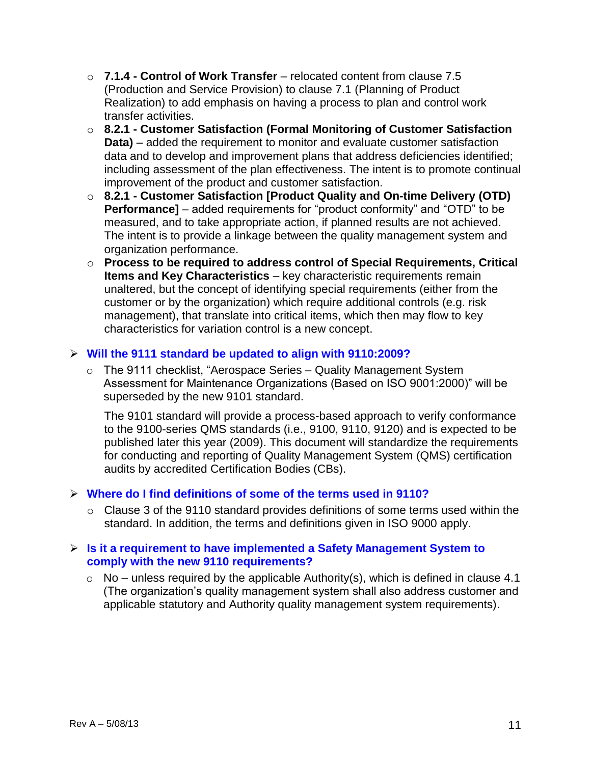- **7.1.4 - Control of Work Transfer** – relocated content from clause 7.5 (Production and Service Provision) to clause 7.1 (Planning of Product Realization) to add emphasis on having a process to plan and control work transfer activities.
- **8.2.1 - Customer Satisfaction (Formal Monitoring of Customer Satisfaction Data)** – added the requirement to monitor and evaluate customer satisfaction data and to develop and improvement plans that address deficiencies identified; including assessment of the plan effectiveness. The intent is to promote continual improvement of the product and customer satisfaction.
- **8.2.1 - Customer Satisfaction [Product Quality and On-time Delivery (OTD) Performance]** – added requirements for "product conformity" and "OTD" to be measured, and to take appropriate action, if planned results are not achieved. The intent is to provide a linkage between the quality management system and organization performance.
- **Process to be required to address control of Special Requirements, Critical Items and Key Characteristics** – key characteristic requirements remain unaltered, but the concept of identifying special requirements (either from the customer or by the organization) which require additional controls (e.g. risk management), that translate into critical items, which then may flow to key characteristics for variation control is a new concept.

### Will the 9111 standard be updated to align with 9110:2009?

- The 9111 checklist, "Aerospace Series – Quality Management System Assessment for Maintenance Organizations (Based on ISO 9001:2000)" will be superseded by the new 9101 standard.

  The 9101 standard will provide a process-based approach to verify conformance to the 9100-series QMS standards (i.e., 9100, 9110, 9120) and is expected to be published later this year (2009). This document will standardize the requirements for conducting and reporting of Quality Management System (QMS) certification audits by accredited Certification Bodies (CBs).

### Where do I find definitions of some of the terms used in 9110?

- Clause 3 of the 9110 standard provides definitions of some terms used within the standard. In addition, the terms and definitions given in ISO 9000 apply.

### Is it a requirement to have implemented a Safety Management System to comply with the new 9110 requirements?

- No – unless required by the applicable Authority(s), which is defined in clause 4.1 (The organization's quality management system shall also address customer and applicable statutory and Authority quality management system requirements).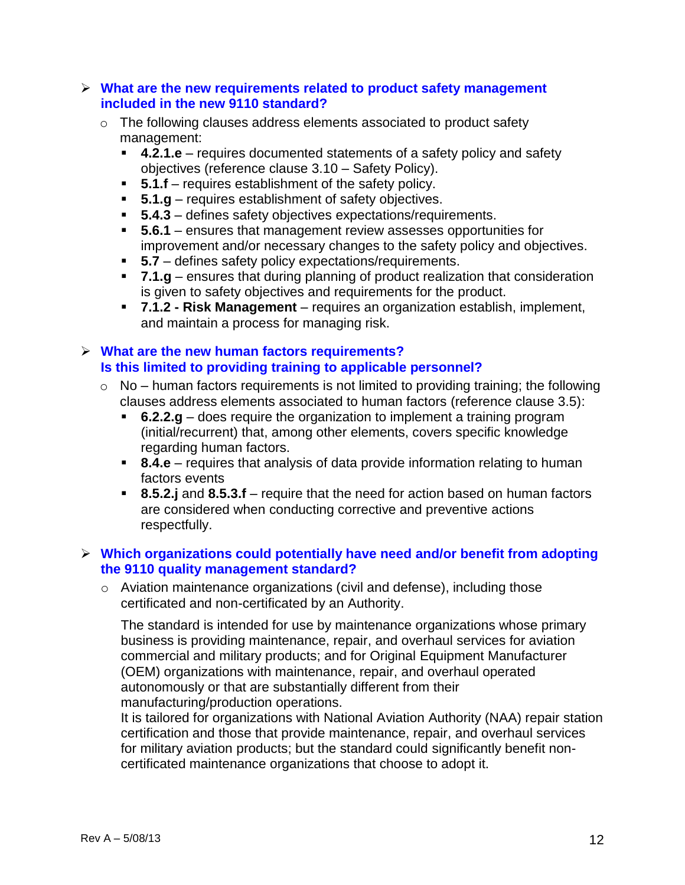- **What are the new requirements related to product safety management included in the new 9110 standard?**
  - The following clauses address elements associated to product safety management:
    - **4.2.1.e** – requires documented statements of a safety policy and safety objectives (reference clause 3.10 – Safety Policy).
    - **5.1.f** – requires establishment of the safety policy.
    - **5.1.g** – requires establishment of safety objectives.
    - **5.4.3** – defines safety objectives expectations/requirements.
    - **5.6.1** – ensures that management review assesses opportunities for improvement and/or necessary changes to the safety policy and objectives.
    - **5.7** – defines safety policy expectations/requirements.
    - **7.1.g** – ensures that during planning of product realization that consideration is given to safety objectives and requirements for the product.
    - **7.1.2 - Risk Management** – requires an organization establish, implement, and maintain a process for managing risk.

- **What are the new human factors requirements?**
  **Is this limited to providing training to applicable personnel?**
  - No – human factors requirements is not limited to providing training; the following clauses address elements associated to human factors (reference clause 3.5):
    - **6.2.2.g** – does require the organization to implement a training program (initial/recurrent) that, among other elements, covers specific knowledge regarding human factors.
    - **8.4.e** – requires that analysis of data provide information relating to human factors events
    - **8.5.2.j** and **8.5.3.f** – require that the need for action based on human factors are considered when conducting corrective and preventive actions respectfully.

- **Which organizations could potentially have need and/or benefit from adopting the 9110 quality management standard?**
  - Aviation maintenance organizations (civil and defense), including those certificated and non-certificated by an Authority.

    The standard is intended for use by maintenance organizations whose primary business is providing maintenance, repair, and overhaul services for aviation commercial and military products; and for Original Equipment Manufacturer (OEM) organizations with maintenance, repair, and overhaul operated autonomously or that are substantially different from their manufacturing/production operations.
    It is tailored for organizations with National Aviation Authority (NAA) repair station certification and those that provide maintenance, repair, and overhaul services for military aviation products; but the standard could significantly benefit non-certificated maintenance organizations that choose to adopt it.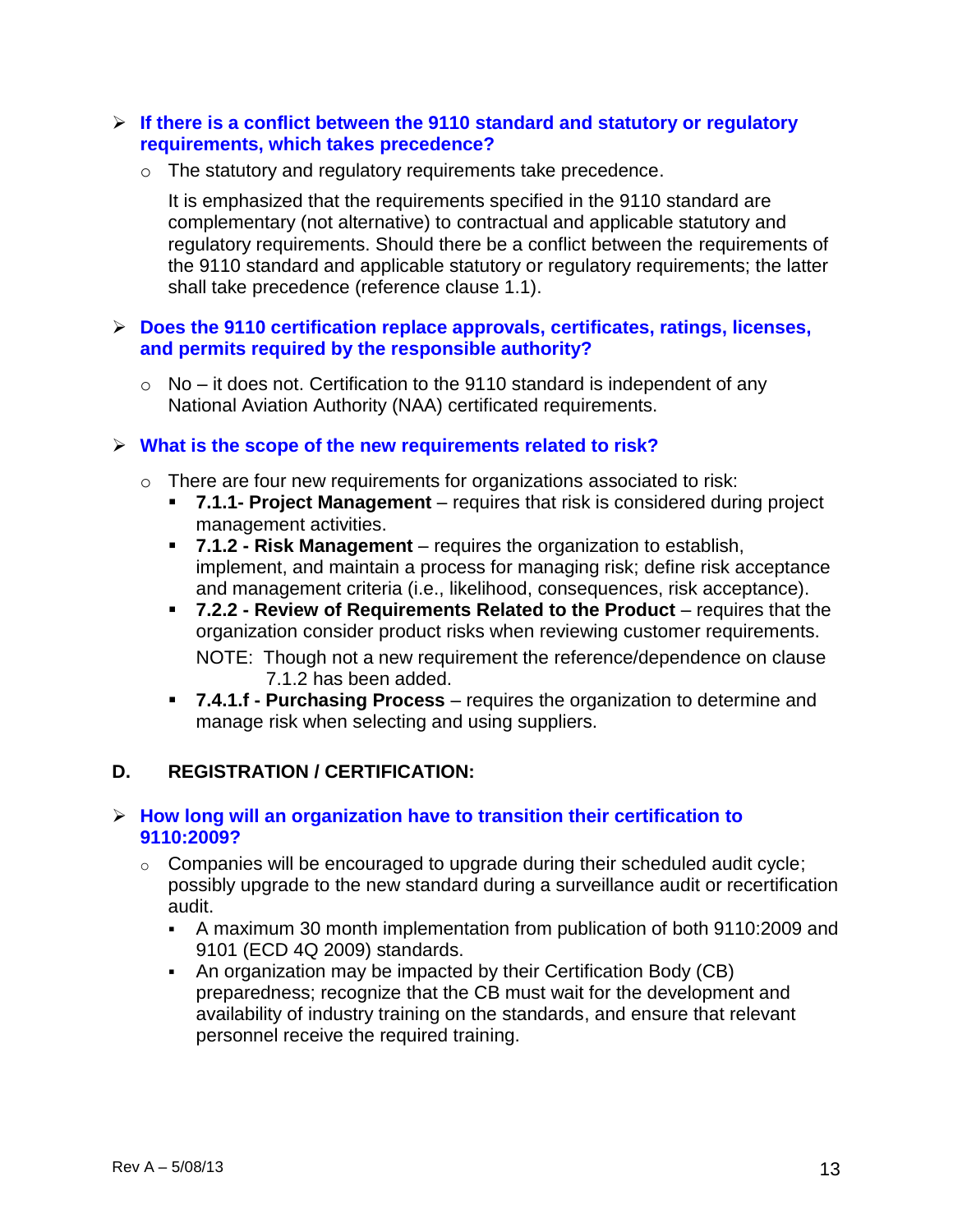- **If there is a conflict between the 9110 standard and statutory or regulatory requirements, which takes precedence?**
  - The statutory and regulatory requirements take precedence.

    It is emphasized that the requirements specified in the 9110 standard are complementary (not alternative) to contractual and applicable statutory and regulatory requirements. Should there be a conflict between the requirements of the 9110 standard and applicable statutory or regulatory requirements; the latter shall take precedence (reference clause 1.1).

- **Does the 9110 certification replace approvals, certificates, ratings, licenses, and permits required by the responsible authority?**
  - No – it does not. Certification to the 9110 standard is independent of any National Aviation Authority (NAA) certificated requirements.

- **What is the scope of the new requirements related to risk?**
  - There are four new requirements for organizations associated to risk:
    - **7.1.1- Project Management** – requires that risk is considered during project management activities.
    - **7.1.2 - Risk Management** – requires the organization to establish, implement, and maintain a process for managing risk; define risk acceptance and management criteria (i.e., likelihood, consequences, risk acceptance).
    - **7.2.2 - Review of Requirements Related to the Product** – requires that the organization consider product risks when reviewing customer requirements.

      NOTE: Though not a new requirement the reference/dependence on clause 7.1.2 has been added.
    - **7.4.1.f - Purchasing Process** – requires the organization to determine and manage risk when selecting and using suppliers.

## D. REGISTRATION / CERTIFICATION:

- **How long will an organization have to transition their certification to 9110:2009?**
  - Companies will be encouraged to upgrade during their scheduled audit cycle; possibly upgrade to the new standard during a surveillance audit or recertification audit.
    - A maximum 30 month implementation from publication of both 9110:2009 and 9101 (ECD 4Q 2009) standards.
    - An organization may be impacted by their Certification Body (CB) preparedness; recognize that the CB must wait for the development and availability of industry training on the standards, and ensure that relevant personnel receive the required training.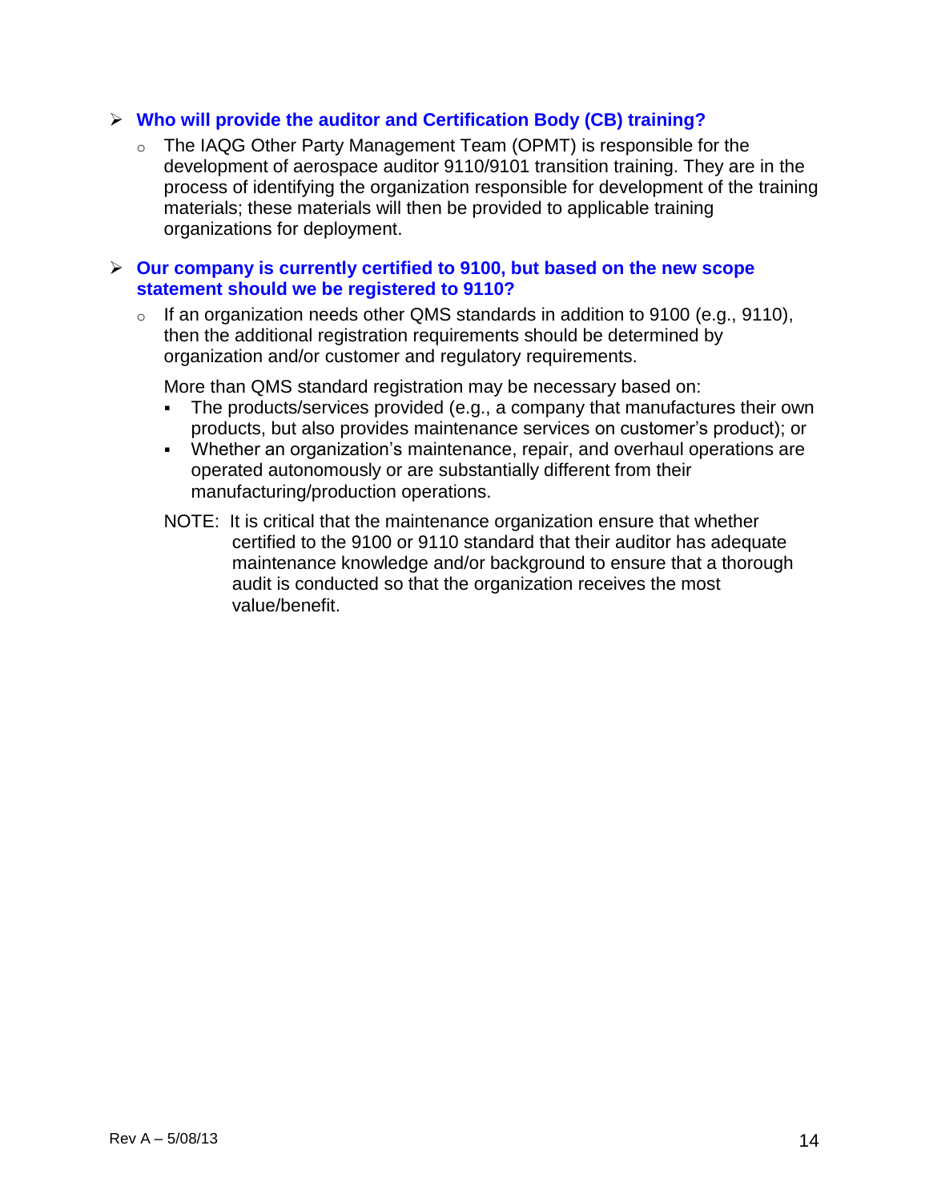- **Who will provide the auditor and Certification Body (CB) training?**
  - The IAQG Other Party Management Team (OPMT) is responsible for the development of aerospace auditor 9110/9101 transition training. They are in the process of identifying the organization responsible for development of the training materials; these materials will then be provided to applicable training organizations for deployment.

- **Our company is currently certified to 9100, but based on the new scope statement should we be registered to 9110?**
  - If an organization needs other QMS standards in addition to 9100 (e.g., 9110), then the additional registration requirements should be determined by organization and/or customer and regulatory requirements.

    More than QMS standard registration may be necessary based on:

    - The products/services provided (e.g., a company that manufactures their own products, but also provides maintenance services on customer's product); or
    - Whether an organization's maintenance, repair, and overhaul operations are operated autonomously or are substantially different from their manufacturing/production operations.

    NOTE: It is critical that the maintenance organization ensure that whether certified to the 9100 or 9110 standard that their auditor has adequate maintenance knowledge and/or background to ensure that a thorough audit is conducted so that the organization receives the most value/benefit.